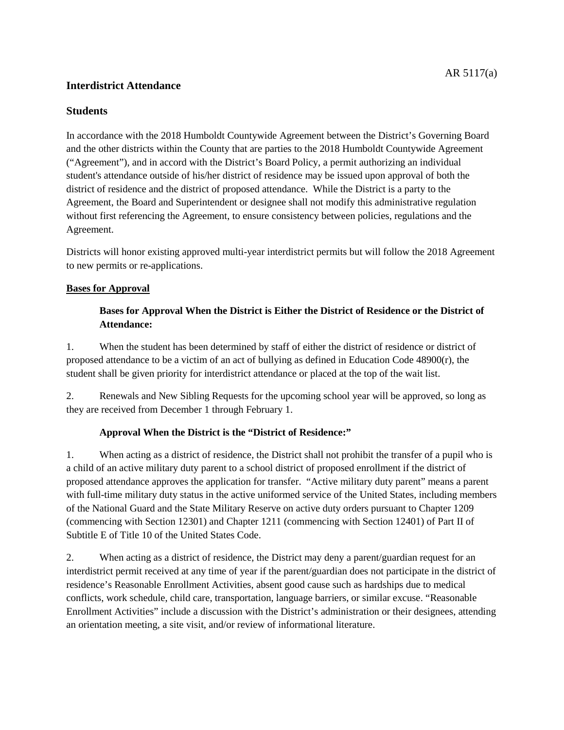AR 5117(a)

# Interdistrict Attendance

## Students

In accordance with the 2018 Humboldt Countywide Agreement between the District's Governing Board and the other districts within the County that are parties to the 2018 Humboldt Countywide Agreement ("Agreement"), and in accord with the District's Board Policy, a permit authorizing an individual student's attendance outside of his/her district of residence may be issued upon approval of both the district of residence and the district of proposed attendance. While the District is a party to the Agreement, the Board and Superintendent or designee shall not modify this administrative regulation without first referencing the Agreement, to ensure consistency between policies, regulations and the Agreement.

Districts will honor existing approved multi-year interdistrict permits but will follow the 2018 Agreement to new permits or re-applications.

**Bases for Approval**

**Bases for Approval When the District is Either the District of Residence or the District of Attendance:**

1. When the student has been determined by staff of either the district of residence or district of proposed attendance to be a victim of an act of bullying as defined in Education Code 48900(r), the student shall be given priority for interdistrict attendance or placed at the top of the wait list.

2. Renewals and New Sibling Requests for the upcoming school year will be approved, so long as they are received from December 1 through February 1.

**Approval When the District is the "District of Residence:"**

1. When acting as a district of residence, the District shall not prohibit the transfer of a pupil who is a child of an active military duty parent to a school district of proposed enrollment if the district of proposed attendance approves the application for transfer. "Active military duty parent" means a parent with full-time military duty status in the active uniformed service of the United States, including members of the National Guard and the State Military Reserve on active duty orders pursuant to Chapter 1209 (commencing with Section 12301) and Chapter 1211 (commencing with Section 12401) of Part II of Subtitle E of Title 10 of the United States Code.

2. When acting as a district of residence, the District may deny a parent/guardian request for an interdistrict permit received at any time of year if the parent/guardian does not participate in the district of residence's Reasonable Enrollment Activities, absent good cause such as hardships due to medical conflicts, work schedule, child care, transportation, language barriers, or similar excuse. "Reasonable Enrollment Activities" include a discussion with the District's administration or their designees, attending an orientation meeting, a site visit, and/or review of informational literature.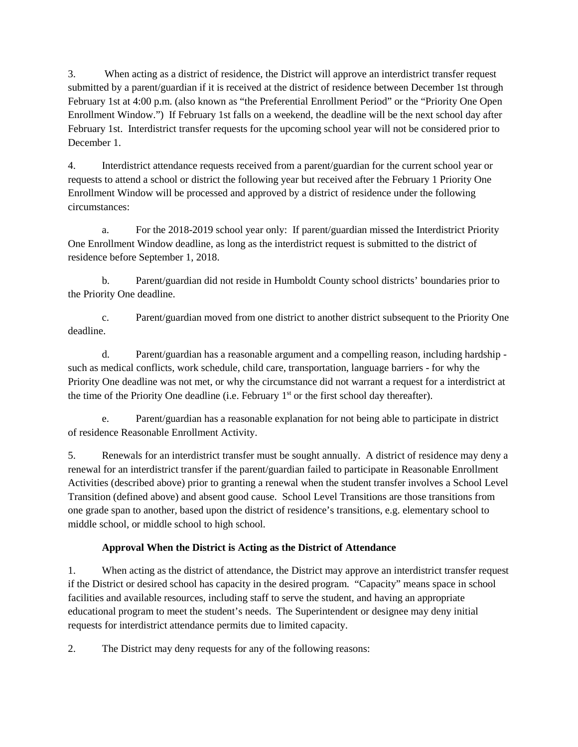3. When acting as a district of residence, the District will approve an interdistrict transfer request submitted by a parent/guardian if it is received at the district of residence between December 1st through February 1st at 4:00 p.m. (also known as "the Preferential Enrollment Period" or the "Priority One Open Enrollment Window.") If February 1st falls on a weekend, the deadline will be the next school day after February 1st. Interdistrict transfer requests for the upcoming school year will not be considered prior to December 1.

4. Interdistrict attendance requests received from a parent/guardian for the current school year or requests to attend a school or district the following year but received after the February 1 Priority One Enrollment Window will be processed and approved by a district of residence under the following circumstances:

   a. For the 2018-2019 school year only: If parent/guardian missed the Interdistrict Priority One Enrollment Window deadline, as long as the interdistrict request is submitted to the district of residence before September 1, 2018.

   b. Parent/guardian did not reside in Humboldt County school districts' boundaries prior to the Priority One deadline.

   c. Parent/guardian moved from one district to another district subsequent to the Priority One deadline.

   d. Parent/guardian has a reasonable argument and a compelling reason, including hardship - such as medical conflicts, work schedule, child care, transportation, language barriers - for why the Priority One deadline was not met, or why the circumstance did not warrant a request for a interdistrict at the time of the Priority One deadline (i.e. February 1st or the first school day thereafter).

   e. Parent/guardian has a reasonable explanation for not being able to participate in district of residence Reasonable Enrollment Activity.

5. Renewals for an interdistrict transfer must be sought annually. A district of residence may deny a renewal for an interdistrict transfer if the parent/guardian failed to participate in Reasonable Enrollment Activities (described above) prior to granting a renewal when the student transfer involves a School Level Transition (defined above) and absent good cause. School Level Transitions are those transitions from one grade span to another, based upon the district of residence's transitions, e.g. elementary school to middle school, or middle school to high school.

**Approval When the District is Acting as the District of Attendance**

1. When acting as the district of attendance, the District may approve an interdistrict transfer request if the District or desired school has capacity in the desired program. "Capacity" means space in school facilities and available resources, including staff to serve the student, and having an appropriate educational program to meet the student's needs. The Superintendent or designee may deny initial requests for interdistrict attendance permits due to limited capacity.

2. The District may deny requests for any of the following reasons: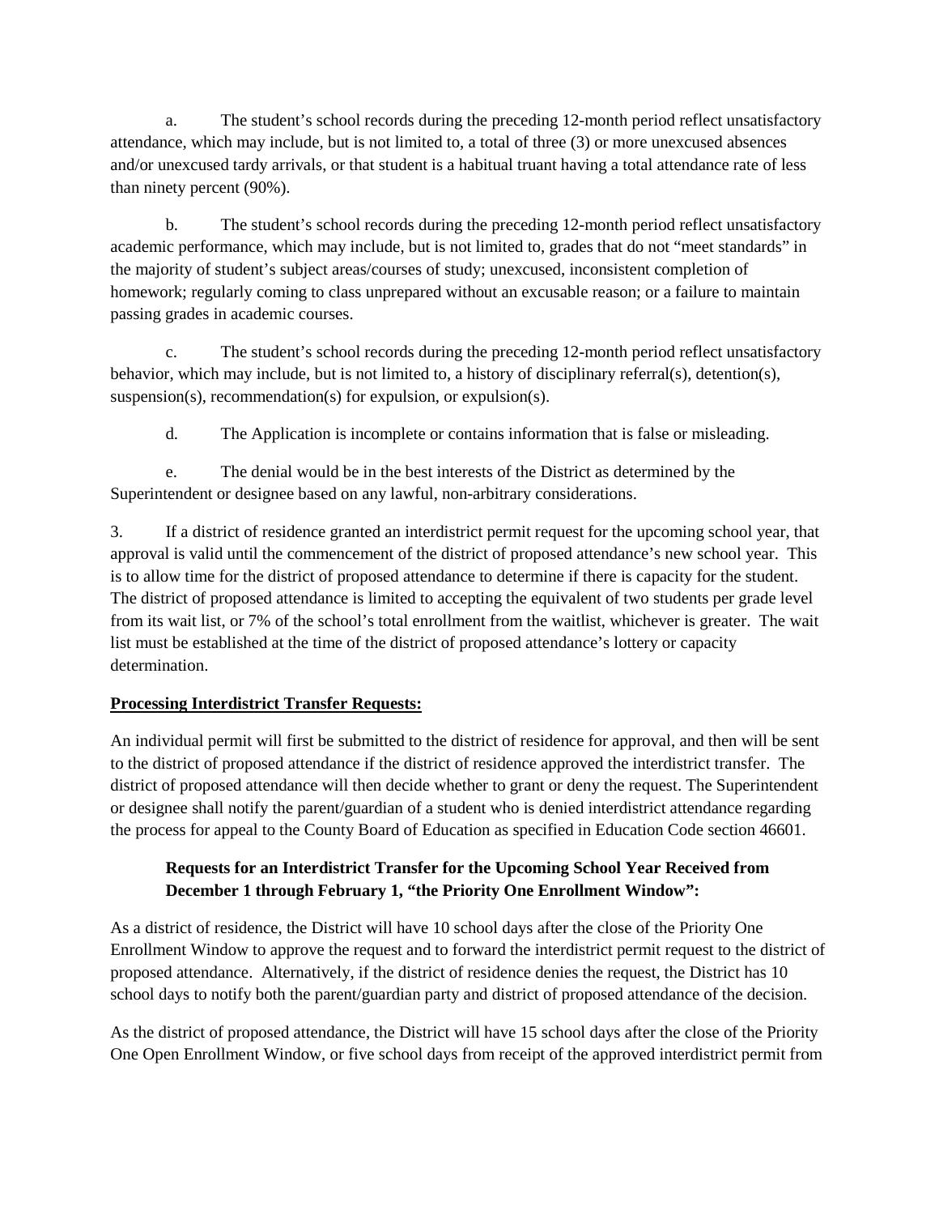a. The student's school records during the preceding 12-month period reflect unsatisfactory attendance, which may include, but is not limited to, a total of three (3) or more unexcused absences and/or unexcused tardy arrivals, or that student is a habitual truant having a total attendance rate of less than ninety percent (90%).

b. The student's school records during the preceding 12-month period reflect unsatisfactory academic performance, which may include, but is not limited to, grades that do not "meet standards" in the majority of student's subject areas/courses of study; unexcused, inconsistent completion of homework; regularly coming to class unprepared without an excusable reason; or a failure to maintain passing grades in academic courses.

c. The student's school records during the preceding 12-month period reflect unsatisfactory behavior, which may include, but is not limited to, a history of disciplinary referral(s), detention(s), suspension(s), recommendation(s) for expulsion, or expulsion(s).

d. The Application is incomplete or contains information that is false or misleading.

e. The denial would be in the best interests of the District as determined by the Superintendent or designee based on any lawful, non-arbitrary considerations.

3. If a district of residence granted an interdistrict permit request for the upcoming school year, that approval is valid until the commencement of the district of proposed attendance's new school year. This is to allow time for the district of proposed attendance to determine if there is capacity for the student. The district of proposed attendance is limited to accepting the equivalent of two students per grade level from its wait list, or 7% of the school's total enrollment from the waitlist, whichever is greater. The wait list must be established at the time of the district of proposed attendance's lottery or capacity determination.

**Processing Interdistrict Transfer Requests:**

An individual permit will first be submitted to the district of residence for approval, and then will be sent to the district of proposed attendance if the district of residence approved the interdistrict transfer. The district of proposed attendance will then decide whether to grant or deny the request. The Superintendent or designee shall notify the parent/guardian of a student who is denied interdistrict attendance regarding the process for appeal to the County Board of Education as specified in Education Code section 46601.

**Requests for an Interdistrict Transfer for the Upcoming School Year Received from December 1 through February 1, "the Priority One Enrollment Window":**

As a district of residence, the District will have 10 school days after the close of the Priority One Enrollment Window to approve the request and to forward the interdistrict permit request to the district of proposed attendance. Alternatively, if the district of residence denies the request, the District has 10 school days to notify both the parent/guardian party and district of proposed attendance of the decision.

As the district of proposed attendance, the District will have 15 school days after the close of the Priority One Open Enrollment Window, or five school days from receipt of the approved interdistrict permit from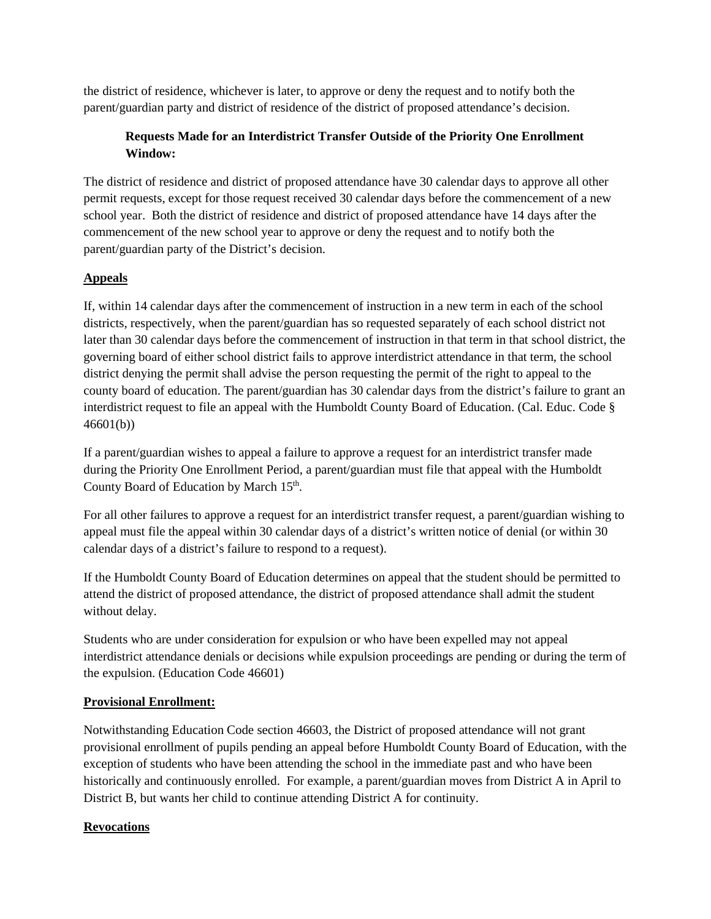the district of residence, whichever is later, to approve or deny the request and to notify both the parent/guardian party and district of residence of the district of proposed attendance's decision.

**Requests Made for an Interdistrict Transfer Outside of the Priority One Enrollment Window:**

The district of residence and district of proposed attendance have 30 calendar days to approve all other permit requests, except for those request received 30 calendar days before the commencement of a new school year. Both the district of residence and district of proposed attendance have 14 days after the commencement of the new school year to approve or deny the request and to notify both the parent/guardian party of the District's decision.

**Appeals**

If, within 14 calendar days after the commencement of instruction in a new term in each of the school districts, respectively, when the parent/guardian has so requested separately of each school district not later than 30 calendar days before the commencement of instruction in that term in that school district, the governing board of either school district fails to approve interdistrict attendance in that term, the school district denying the permit shall advise the person requesting the permit of the right to appeal to the county board of education. The parent/guardian has 30 calendar days from the district's failure to grant an interdistrict request to file an appeal with the Humboldt County Board of Education. (Cal. Educ. Code § 46601(b))

If a parent/guardian wishes to appeal a failure to approve a request for an interdistrict transfer made during the Priority One Enrollment Period, a parent/guardian must file that appeal with the Humboldt County Board of Education by March 15th.

For all other failures to approve a request for an interdistrict transfer request, a parent/guardian wishing to appeal must file the appeal within 30 calendar days of a district's written notice of denial (or within 30 calendar days of a district's failure to respond to a request).

If the Humboldt County Board of Education determines on appeal that the student should be permitted to attend the district of proposed attendance, the district of proposed attendance shall admit the student without delay.

Students who are under consideration for expulsion or who have been expelled may not appeal interdistrict attendance denials or decisions while expulsion proceedings are pending or during the term of the expulsion. (Education Code 46601)

**Provisional Enrollment:**

Notwithstanding Education Code section 46603, the District of proposed attendance will not grant provisional enrollment of pupils pending an appeal before Humboldt County Board of Education, with the exception of students who have been attending the school in the immediate past and who have been historically and continuously enrolled. For example, a parent/guardian moves from District A in April to District B, but wants her child to continue attending District A for continuity.

**Revocations**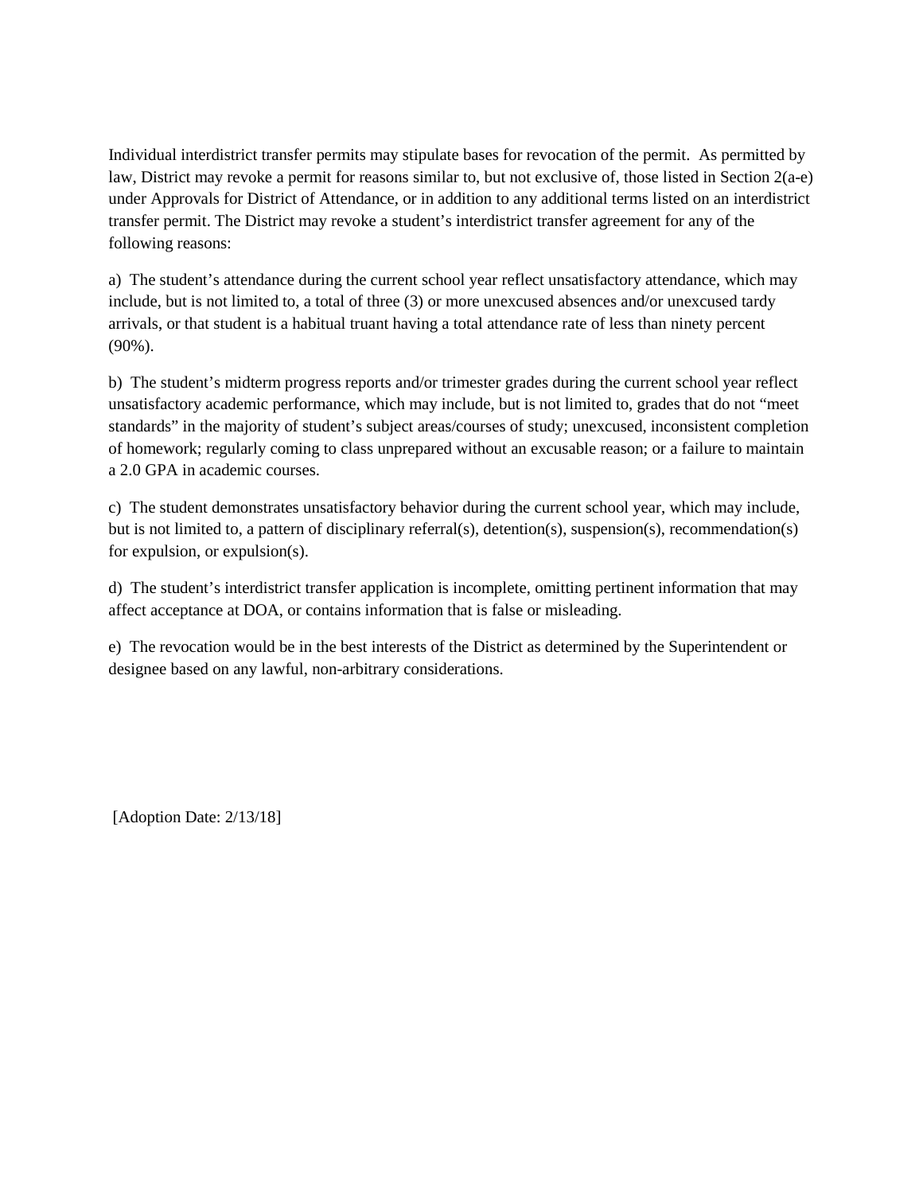Individual interdistrict transfer permits may stipulate bases for revocation of the permit. As permitted by law, District may revoke a permit for reasons similar to, but not exclusive of, those listed in Section 2(a-e) under Approvals for District of Attendance, or in addition to any additional terms listed on an interdistrict transfer permit. The District may revoke a student's interdistrict transfer agreement for any of the following reasons:

a) The student's attendance during the current school year reflect unsatisfactory attendance, which may include, but is not limited to, a total of three (3) or more unexcused absences and/or unexcused tardy arrivals, or that student is a habitual truant having a total attendance rate of less than ninety percent (90%).

b) The student's midterm progress reports and/or trimester grades during the current school year reflect unsatisfactory academic performance, which may include, but is not limited to, grades that do not "meet standards" in the majority of student's subject areas/courses of study; unexcused, inconsistent completion of homework; regularly coming to class unprepared without an excusable reason; or a failure to maintain a 2.0 GPA in academic courses.

c) The student demonstrates unsatisfactory behavior during the current school year, which may include, but is not limited to, a pattern of disciplinary referral(s), detention(s), suspension(s), recommendation(s) for expulsion, or expulsion(s).

d) The student's interdistrict transfer application is incomplete, omitting pertinent information that may affect acceptance at DOA, or contains information that is false or misleading.

e) The revocation would be in the best interests of the District as determined by the Superintendent or designee based on any lawful, non-arbitrary considerations.

[Adoption Date: 2/13/18]